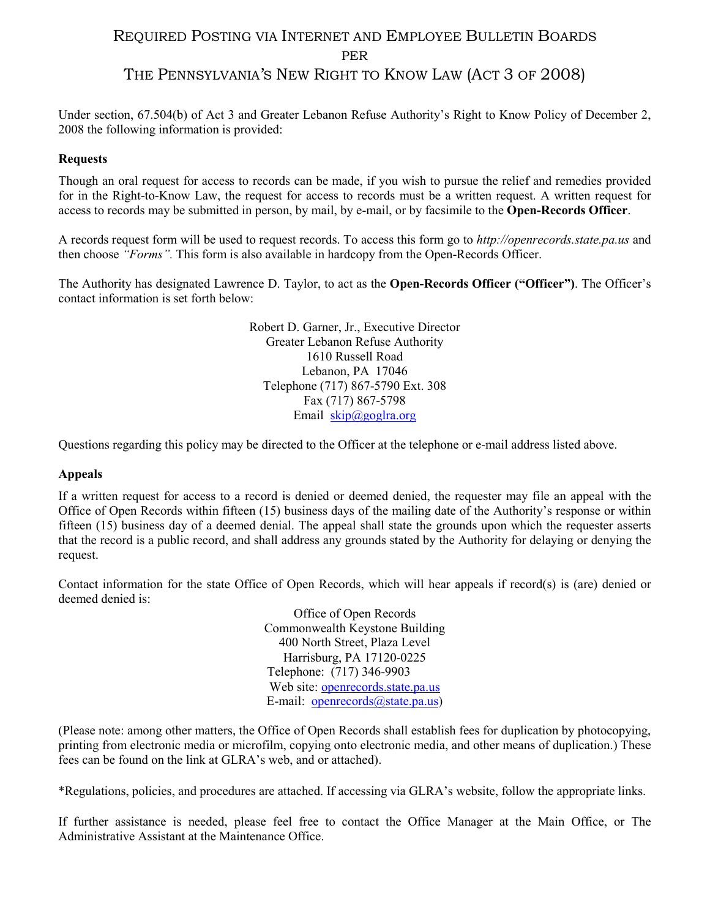# REQUIRED POSTING VIA INTERNET AND EMPLOYEE BULLETIN BOARDS PER THE PENNSYLVANIA'S NEW RIGHT TO KNOW LAW (ACT 3 OF 2008)

Under section, 67.504(b) of Act 3 and Greater Lebanon Refuse Authority's Right to Know Policy of December 2, 2008 the following information is provided:

**Requests**

Though an oral request for access to records can be made, if you wish to pursue the relief and remedies provided for in the Right-to-Know Law, the request for access to records must be a written request. A written request for access to records may be submitted in person, by mail, by e-mail, or by facsimile to the **Open-Records Officer**.

A records request form will be used to request records. To access this form go to *http://openrecords.state.pa.us* and then choose *"Forms".* This form is also available in hardcopy from the Open-Records Officer.

The Authority has designated Lawrence D. Taylor, to act as the **Open-Records Officer ("Officer")**. The Officer's contact information is set forth below:

Robert D. Garner, Jr., Executive Director
Greater Lebanon Refuse Authority
1610 Russell Road
Lebanon, PA 17046
Telephone (717) 867-5790 Ext. 308
Fax (717) 867-5798
Email skip@goglra.org

Questions regarding this policy may be directed to the Officer at the telephone or e-mail address listed above.

**Appeals**

If a written request for access to a record is denied or deemed denied, the requester may file an appeal with the Office of Open Records within fifteen (15) business days of the mailing date of the Authority's response or within fifteen (15) business day of a deemed denial. The appeal shall state the grounds upon which the requester asserts that the record is a public record, and shall address any grounds stated by the Authority for delaying or denying the request.

Contact information for the state Office of Open Records, which will hear appeals if record(s) is (are) denied or deemed denied is:

Office of Open Records
Commonwealth Keystone Building
400 North Street, Plaza Level
Harrisburg, PA 17120-0225
Telephone: (717) 346-9903
Web site: openrecords.state.pa.us
E-mail: openrecords@state.pa.us)

(Please note: among other matters, the Office of Open Records shall establish fees for duplication by photocopying, printing from electronic media or microfilm, copying onto electronic media, and other means of duplication.) These fees can be found on the link at GLRA's web, and or attached).

*Regulations, policies, and procedures are attached. If accessing via GLRA's website, follow the appropriate links.

If further assistance is needed, please feel free to contact the Office Manager at the Main Office, or The Administrative Assistant at the Maintenance Office.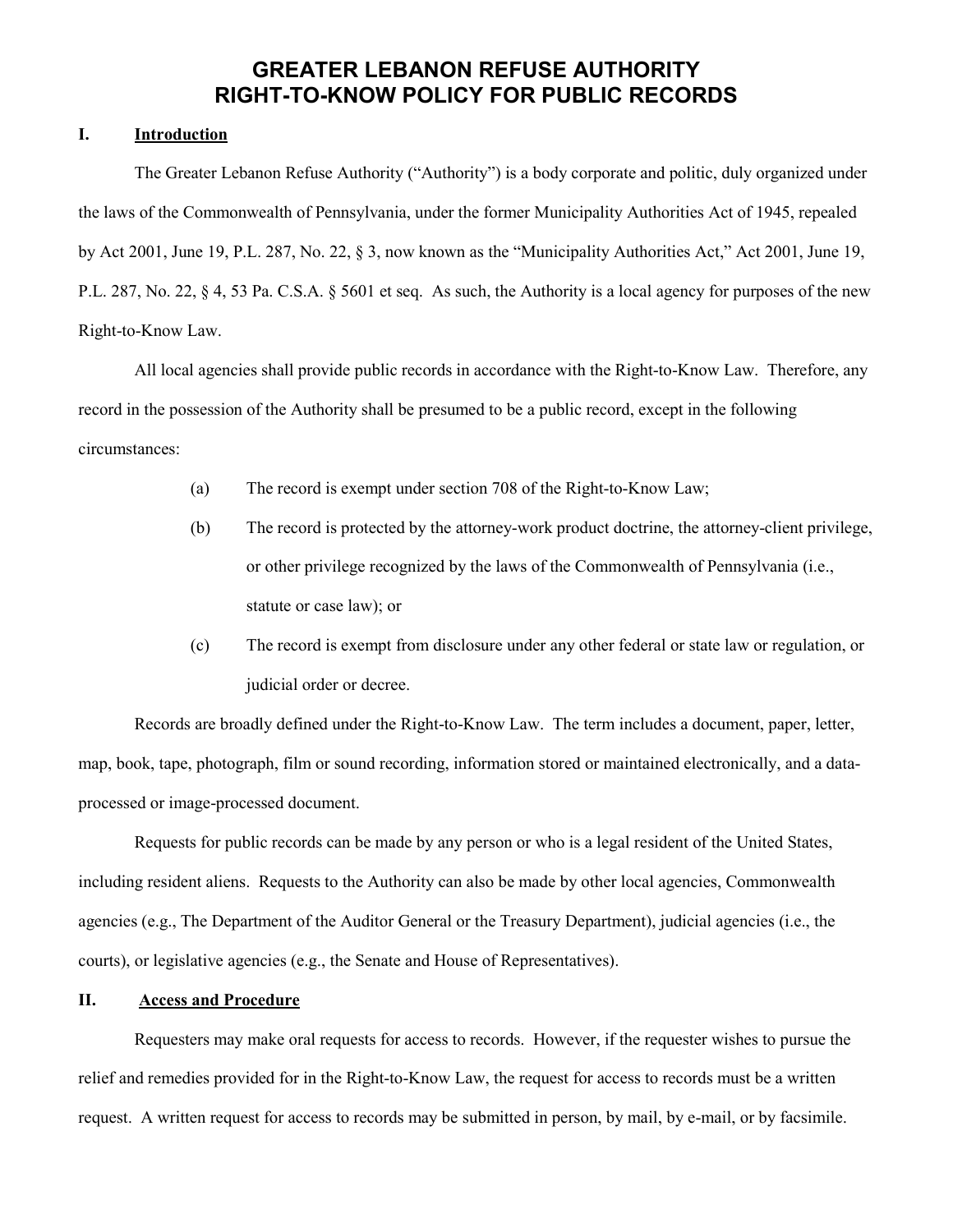# GREATER LEBANON REFUSE AUTHORITY RIGHT-TO-KNOW POLICY FOR PUBLIC RECORDS

## I. Introduction

The Greater Lebanon Refuse Authority ("Authority") is a body corporate and politic, duly organized under the laws of the Commonwealth of Pennsylvania, under the former Municipality Authorities Act of 1945, repealed by Act 2001, June 19, P.L. 287, No. 22, § 3, now known as the "Municipality Authorities Act," Act 2001, June 19, P.L. 287, No. 22, § 4, 53 Pa. C.S.A. § 5601 et seq. As such, the Authority is a local agency for purposes of the new Right-to-Know Law.

All local agencies shall provide public records in accordance with the Right-to-Know Law. Therefore, any record in the possession of the Authority shall be presumed to be a public record, except in the following circumstances:

(a) The record is exempt under section 708 of the Right-to-Know Law;

(b) The record is protected by the attorney-work product doctrine, the attorney-client privilege, or other privilege recognized by the laws of the Commonwealth of Pennsylvania (i.e., statute or case law); or

(c) The record is exempt from disclosure under any other federal or state law or regulation, or judicial order or decree.

Records are broadly defined under the Right-to-Know Law. The term includes a document, paper, letter, map, book, tape, photograph, film or sound recording, information stored or maintained electronically, and a data-processed or image-processed document.

Requests for public records can be made by any person or who is a legal resident of the United States, including resident aliens. Requests to the Authority can also be made by other local agencies, Commonwealth agencies (e.g., The Department of the Auditor General or the Treasury Department), judicial agencies (i.e., the courts), or legislative agencies (e.g., the Senate and House of Representatives).

## II. Access and Procedure

Requesters may make oral requests for access to records. However, if the requester wishes to pursue the relief and remedies provided for in the Right-to-Know Law, the request for access to records must be a written request. A written request for access to records may be submitted in person, by mail, by e-mail, or by facsimile.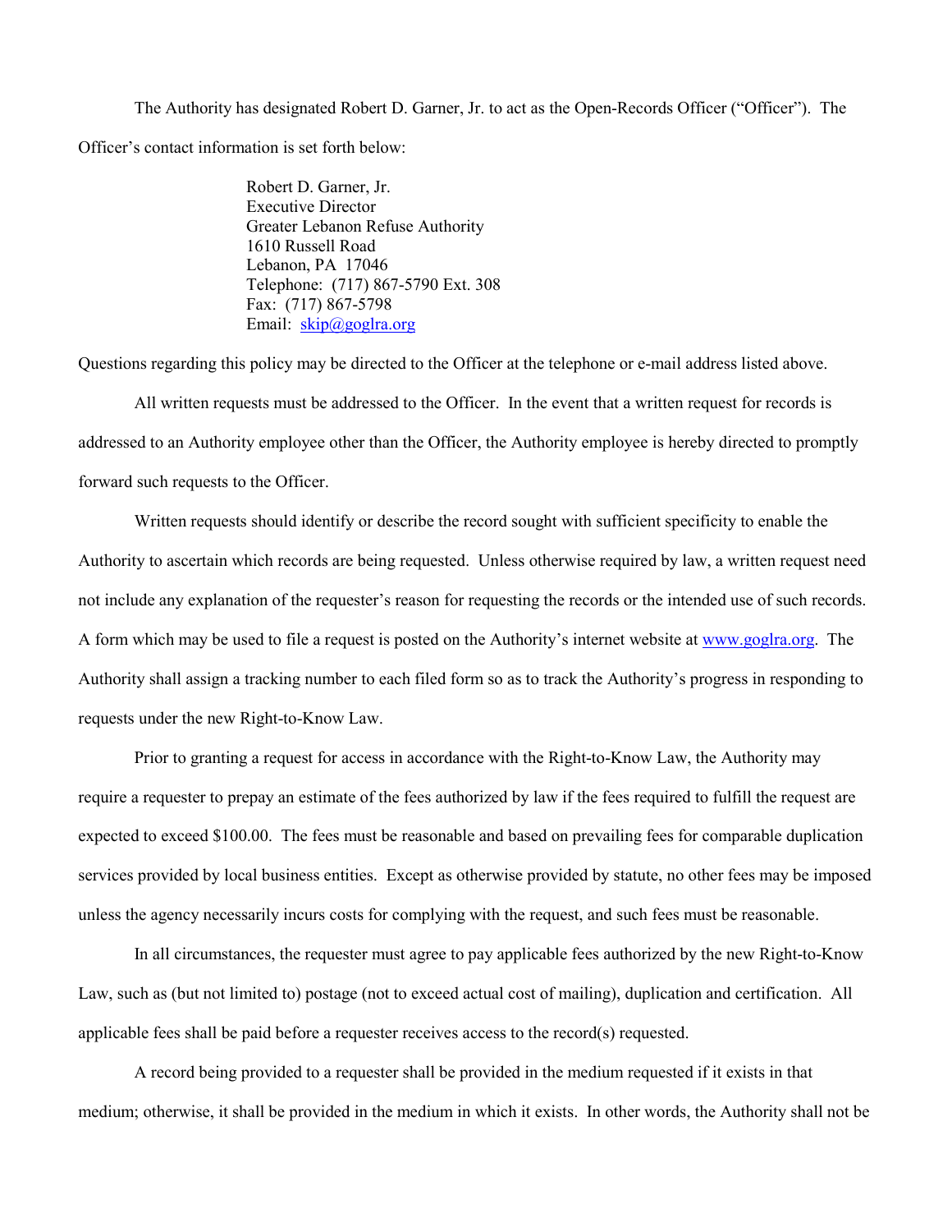The Authority has designated Robert D. Garner, Jr. to act as the Open-Records Officer ("Officer"). The Officer's contact information is set forth below:

Robert D. Garner, Jr.
Executive Director
Greater Lebanon Refuse Authority
1610 Russell Road
Lebanon, PA 17046
Telephone: (717) 867-5790 Ext. 308
Fax: (717) 867-5798
Email: [skip@goglra.org](mailto:skip@goglra.org)

Questions regarding this policy may be directed to the Officer at the telephone or e-mail address listed above.

All written requests must be addressed to the Officer. In the event that a written request for records is addressed to an Authority employee other than the Officer, the Authority employee is hereby directed to promptly forward such requests to the Officer.

Written requests should identify or describe the record sought with sufficient specificity to enable the Authority to ascertain which records are being requested. Unless otherwise required by law, a written request need not include any explanation of the requester's reason for requesting the records or the intended use of such records. A form which may be used to file a request is posted on the Authority's internet website at [www.goglra.org](http://www.goglra.org). The Authority shall assign a tracking number to each filed form so as to track the Authority's progress in responding to requests under the new Right-to-Know Law.

Prior to granting a request for access in accordance with the Right-to-Know Law, the Authority may require a requester to prepay an estimate of the fees authorized by law if the fees required to fulfill the request are expected to exceed $100.00. The fees must be reasonable and based on prevailing fees for comparable duplication services provided by local business entities. Except as otherwise provided by statute, no other fees may be imposed unless the agency necessarily incurs costs for complying with the request, and such fees must be reasonable.

In all circumstances, the requester must agree to pay applicable fees authorized by the new Right-to-Know Law, such as (but not limited to) postage (not to exceed actual cost of mailing), duplication and certification. All applicable fees shall be paid before a requester receives access to the record(s) requested.

A record being provided to a requester shall be provided in the medium requested if it exists in that medium; otherwise, it shall be provided in the medium in which it exists. In other words, the Authority shall not be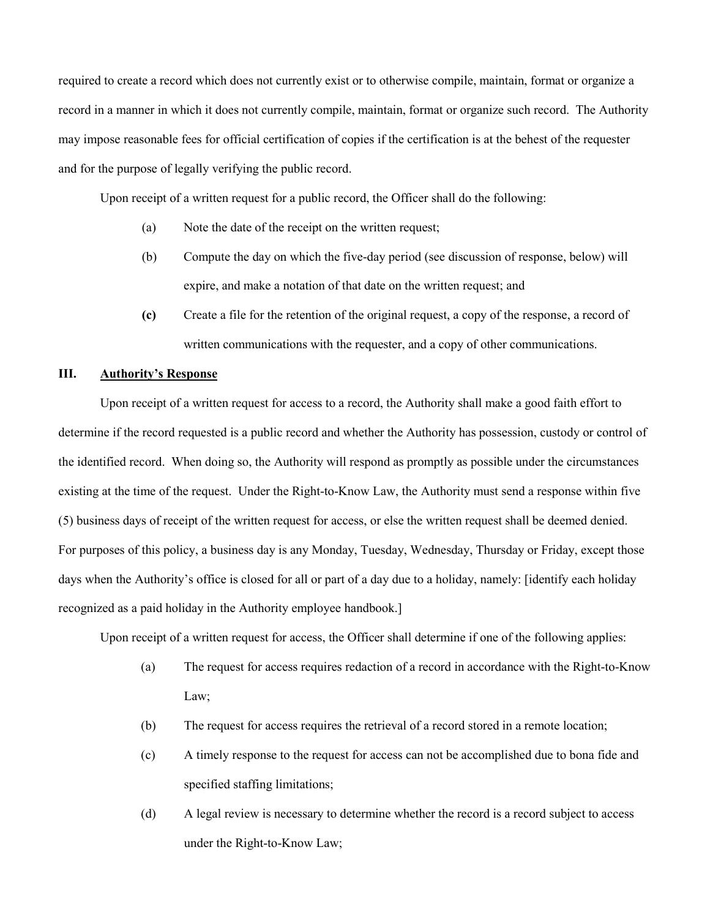required to create a record which does not currently exist or to otherwise compile, maintain, format or organize a record in a manner in which it does not currently compile, maintain, format or organize such record. The Authority may impose reasonable fees for official certification of copies if the certification is at the behest of the requester and for the purpose of legally verifying the public record.

Upon receipt of a written request for a public record, the Officer shall do the following:

(a) Note the date of the receipt on the written request;

(b) Compute the day on which the five-day period (see discussion of response, below) will expire, and make a notation of that date on the written request; and

**(c)** Create a file for the retention of the original request, a copy of the response, a record of written communications with the requester, and a copy of other communications.

## III. Authority's Response

Upon receipt of a written request for access to a record, the Authority shall make a good faith effort to determine if the record requested is a public record and whether the Authority has possession, custody or control of the identified record. When doing so, the Authority will respond as promptly as possible under the circumstances existing at the time of the request. Under the Right-to-Know Law, the Authority must send a response within five (5) business days of receipt of the written request for access, or else the written request shall be deemed denied. For purposes of this policy, a business day is any Monday, Tuesday, Wednesday, Thursday or Friday, except those days when the Authority's office is closed for all or part of a day due to a holiday, namely: [identify each holiday recognized as a paid holiday in the Authority employee handbook.]

Upon receipt of a written request for access, the Officer shall determine if one of the following applies:

(a) The request for access requires redaction of a record in accordance with the Right-to-Know Law;

(b) The request for access requires the retrieval of a record stored in a remote location;

(c) A timely response to the request for access can not be accomplished due to bona fide and specified staffing limitations;

(d) A legal review is necessary to determine whether the record is a record subject to access under the Right-to-Know Law;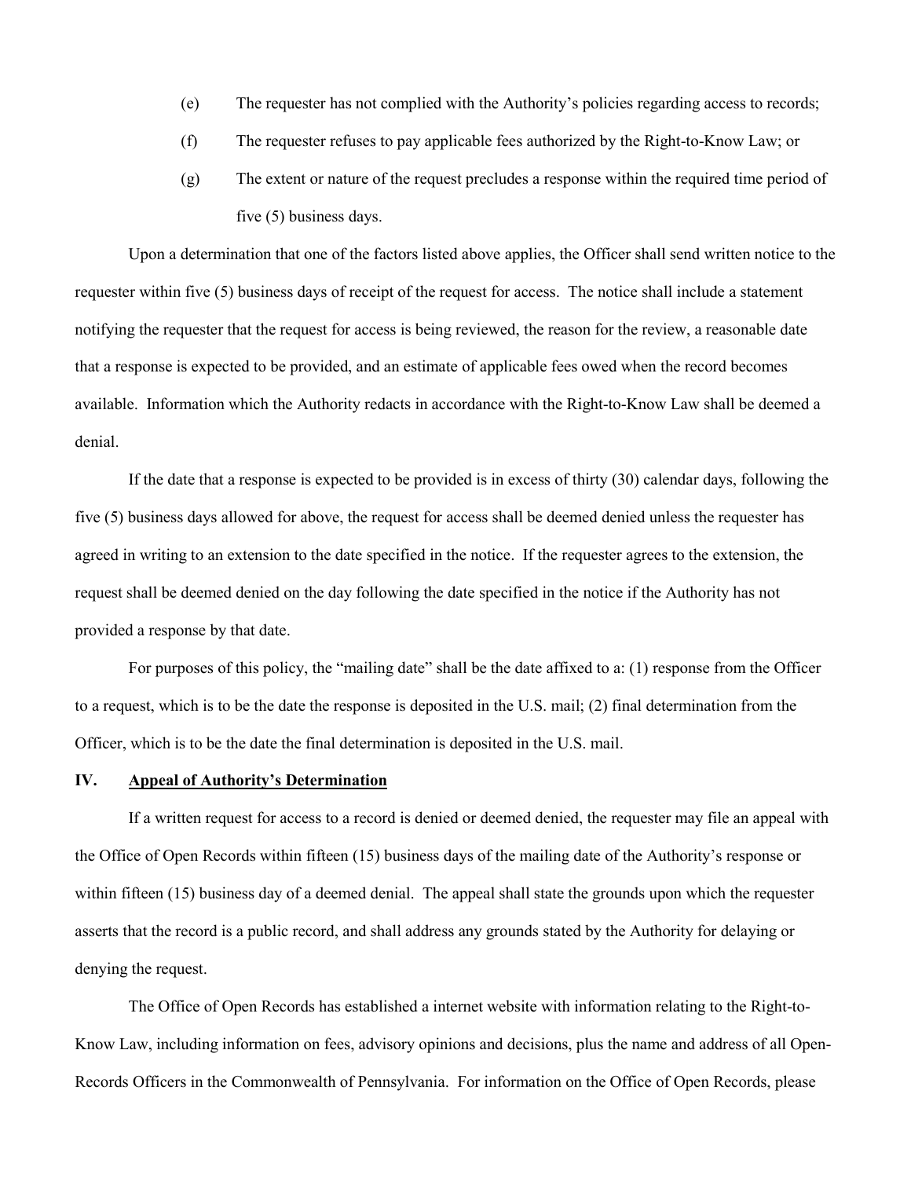(e) The requester has not complied with the Authority's policies regarding access to records;

(f) The requester refuses to pay applicable fees authorized by the Right-to-Know Law; or

(g) The extent or nature of the request precludes a response within the required time period of five (5) business days.

Upon a determination that one of the factors listed above applies, the Officer shall send written notice to the requester within five (5) business days of receipt of the request for access. The notice shall include a statement notifying the requester that the request for access is being reviewed, the reason for the review, a reasonable date that a response is expected to be provided, and an estimate of applicable fees owed when the record becomes available. Information which the Authority redacts in accordance with the Right-to-Know Law shall be deemed a denial.

If the date that a response is expected to be provided is in excess of thirty (30) calendar days, following the five (5) business days allowed for above, the request for access shall be deemed denied unless the requester has agreed in writing to an extension to the date specified in the notice. If the requester agrees to the extension, the request shall be deemed denied on the day following the date specified in the notice if the Authority has not provided a response by that date.

For purposes of this policy, the "mailing date" shall be the date affixed to a: (1) response from the Officer to a request, which is to be the date the response is deposited in the U.S. mail; (2) final determination from the Officer, which is to be the date the final determination is deposited in the U.S. mail.

## IV. Appeal of Authority's Determination

If a written request for access to a record is denied or deemed denied, the requester may file an appeal with the Office of Open Records within fifteen (15) business days of the mailing date of the Authority's response or within fifteen (15) business day of a deemed denial. The appeal shall state the grounds upon which the requester asserts that the record is a public record, and shall address any grounds stated by the Authority for delaying or denying the request.

The Office of Open Records has established a internet website with information relating to the Right-to-Know Law, including information on fees, advisory opinions and decisions, plus the name and address of all Open-Records Officers in the Commonwealth of Pennsylvania. For information on the Office of Open Records, please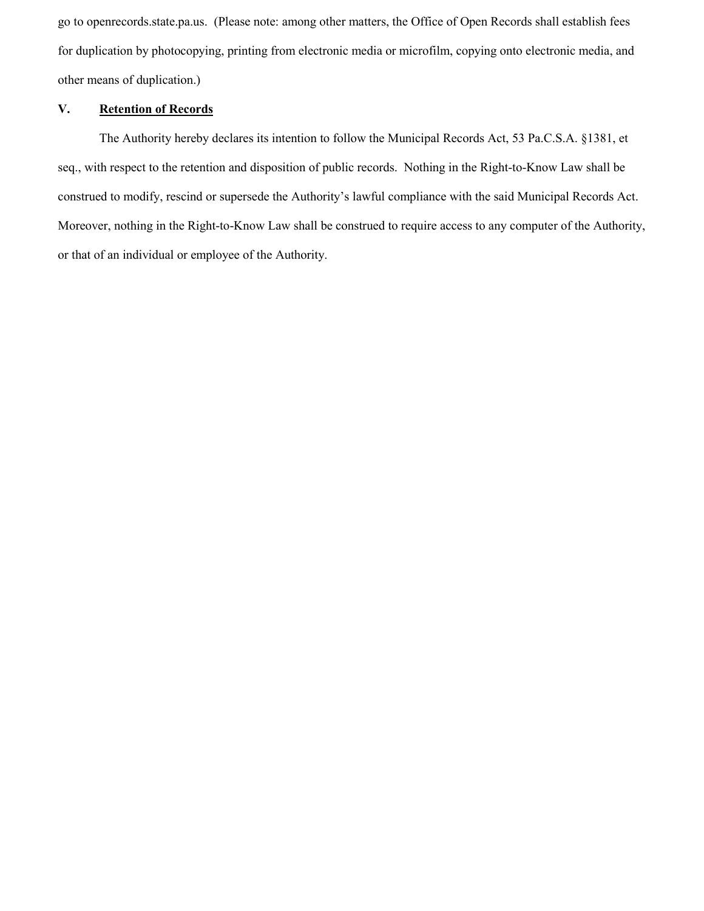go to openrecords.state.pa.us. (Please note: among other matters, the Office of Open Records shall establish fees for duplication by photocopying, printing from electronic media or microfilm, copying onto electronic media, and other means of duplication.)

## V. <u>Retention of Records</u>

The Authority hereby declares its intention to follow the Municipal Records Act, 53 Pa.C.S.A. §1381, et seq., with respect to the retention and disposition of public records. Nothing in the Right-to-Know Law shall be construed to modify, rescind or supersede the Authority's lawful compliance with the said Municipal Records Act. Moreover, nothing in the Right-to-Know Law shall be construed to require access to any computer of the Authority, or that of an individual or employee of the Authority.